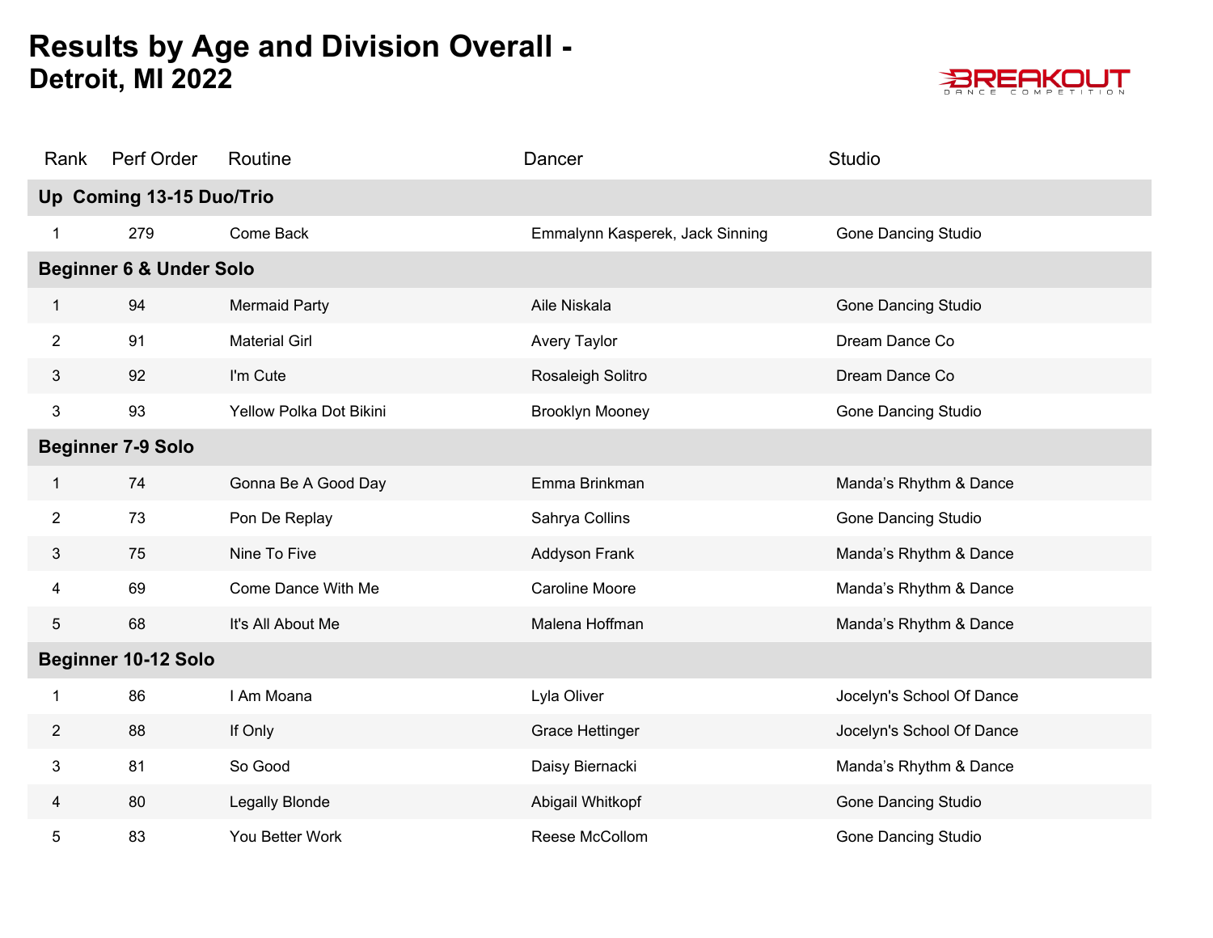# Results by Age and Division Overall -
## Detroit, MI 2022

BREAKOUT DANCE COMPETITION

| Rank | Perf Order | Routine | Dancer | Studio |
|---|---|---|---|---|
| **Up Coming 13-15 Duo/Trio** | | | | |
| 1 | 279 | Come Back | Emmalynn Kasperek, Jack Sinning | Gone Dancing Studio |
| **Beginner 6 & Under Solo** | | | | |
| 1 | 94 | Mermaid Party | Aile Niskala | Gone Dancing Studio |
| 2 | 91 | Material Girl | Avery Taylor | Dream Dance Co |
| 3 | 92 | I'm Cute | Rosaleigh Solitro | Dream Dance Co |
| 3 | 93 | Yellow Polka Dot Bikini | Brooklyn Mooney | Gone Dancing Studio |
| **Beginner 7-9 Solo** | | | | |
| 1 | 74 | Gonna Be A Good Day | Emma Brinkman | Manda’s Rhythm & Dance |
| 2 | 73 | Pon De Replay | Sahrya Collins | Gone Dancing Studio |
| 3 | 75 | Nine To Five | Addyson Frank | Manda’s Rhythm & Dance |
| 4 | 69 | Come Dance With Me | Caroline Moore | Manda’s Rhythm & Dance |
| 5 | 68 | It's All About Me | Malena Hoffman | Manda’s Rhythm & Dance |
| **Beginner 10-12 Solo** | | | | |
| 1 | 86 | I Am Moana | Lyla Oliver | Jocelyn's School Of Dance |
| 2 | 88 | If Only | Grace Hettinger | Jocelyn's School Of Dance |
| 3 | 81 | So Good | Daisy Biernacki | Manda’s Rhythm & Dance |
| 4 | 80 | Legally Blonde | Abigail Whitkopf | Gone Dancing Studio |
| 5 | 83 | You Better Work | Reese McCollom | Gone Dancing Studio |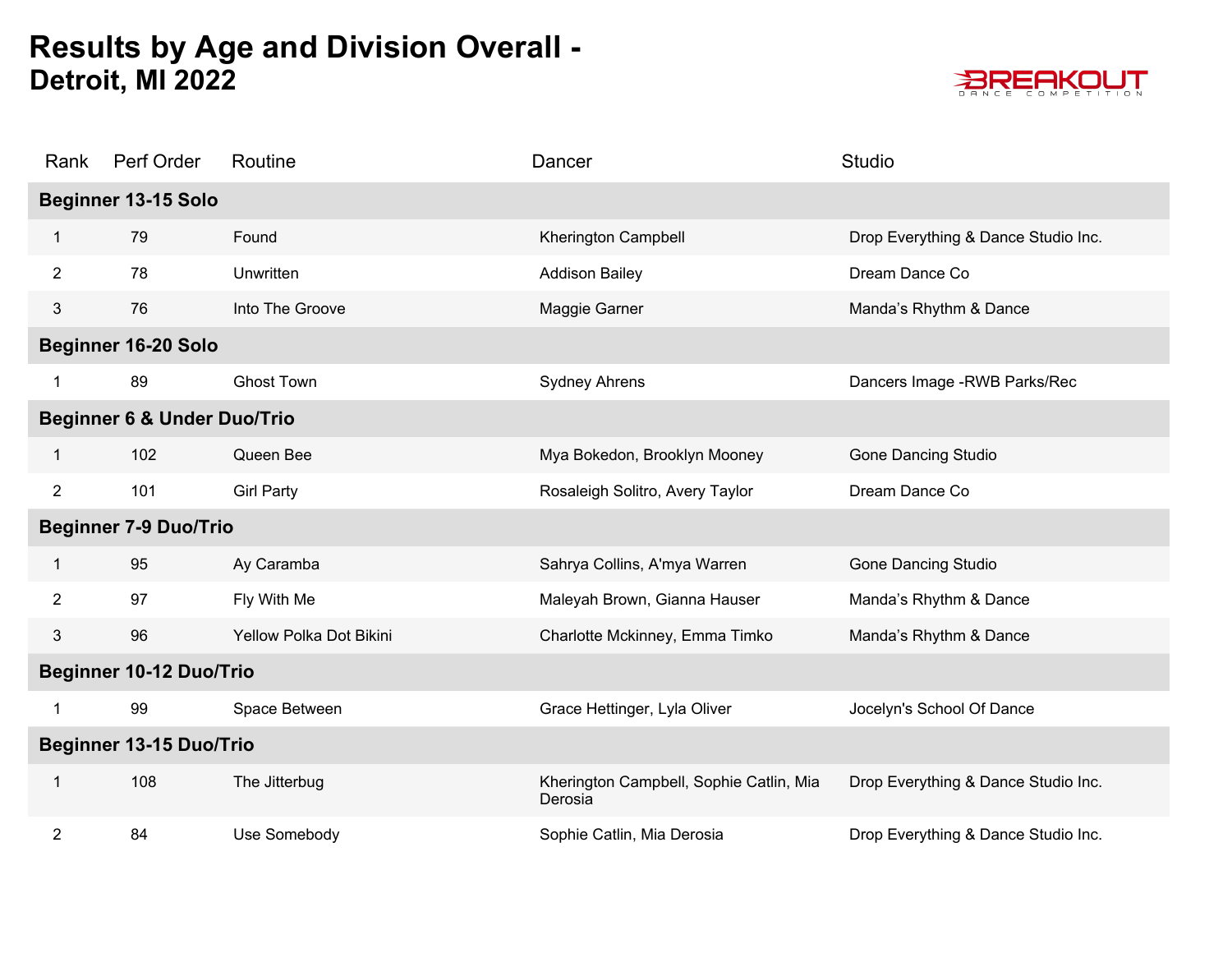# Results by Age and Division Overall - Detroit, MI 2022

| Rank | Perf Order | Routine | Dancer | Studio |
|---|---|---|---|---|
| **Beginner 13-15 Solo** | | | | |
| 1 | 79 | Found | Kherington Campbell | Drop Everything & Dance Studio Inc. |
| 2 | 78 | Unwritten | Addison Bailey | Dream Dance Co |
| 3 | 76 | Into The Groove | Maggie Garner | Manda's Rhythm & Dance |
| **Beginner 16-20 Solo** | | | | |
| 1 | 89 | Ghost Town | Sydney Ahrens | Dancers Image -RWB Parks/Rec |
| **Beginner 6 & Under Duo/Trio** | | | | |
| 1 | 102 | Queen Bee | Mya Bokedon, Brooklyn Mooney | Gone Dancing Studio |
| 2 | 101 | Girl Party | Rosaleigh Solitro, Avery Taylor | Dream Dance Co |
| **Beginner 7-9 Duo/Trio** | | | | |
| 1 | 95 | Ay Caramba | Sahrya Collins, A'mya Warren | Gone Dancing Studio |
| 2 | 97 | Fly With Me | Maleyah Brown, Gianna Hauser | Manda's Rhythm & Dance |
| 3 | 96 | Yellow Polka Dot Bikini | Charlotte Mckinney, Emma Timko | Manda's Rhythm & Dance |
| **Beginner 10-12 Duo/Trio** | | | | |
| 1 | 99 | Space Between | Grace Hettinger, Lyla Oliver | Jocelyn's School Of Dance |
| **Beginner 13-15 Duo/Trio** | | | | |
| 1 | 108 | The Jitterbug | Kherington Campbell, Sophie Catlin, Mia Derosia | Drop Everything & Dance Studio Inc. |
| 2 | 84 | Use Somebody | Sophie Catlin, Mia Derosia | Drop Everything & Dance Studio Inc. |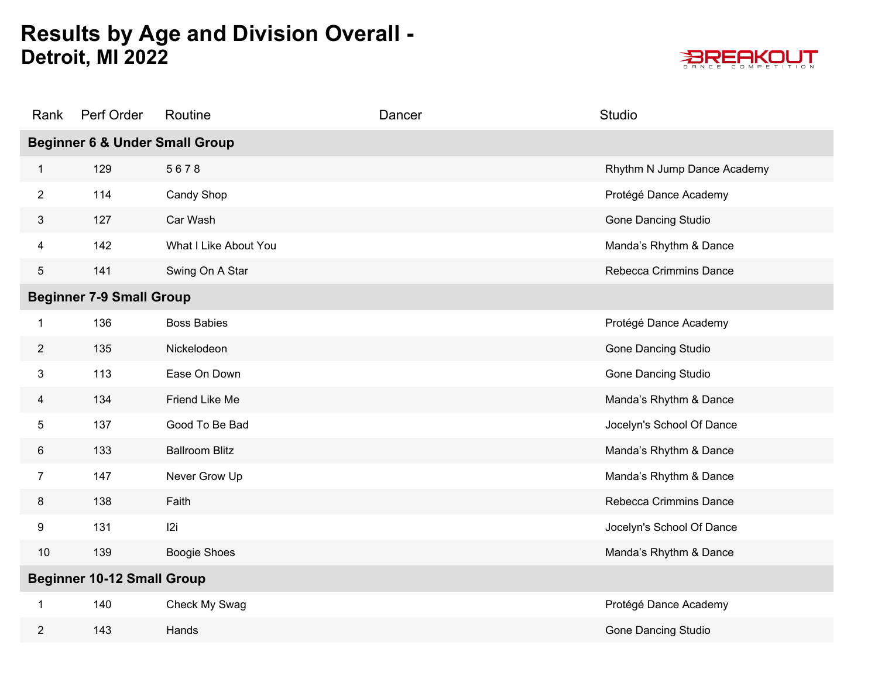# Results by Age and Division Overall -
## Detroit, MI 2022

| Rank | Perf Order | Routine | Dancer | Studio |
|---|---|---|---|---|
| **Beginner 6 & Under Small Group** | | | | |
| 1 | 129 | 5 6 7 8 | | Rhythm N Jump Dance Academy |
| 2 | 114 | Candy Shop | | Protégé Dance Academy |
| 3 | 127 | Car Wash | | Gone Dancing Studio |
| 4 | 142 | What I Like About You | | Manda’s Rhythm & Dance |
| 5 | 141 | Swing On A Star | | Rebecca Crimmins Dance |
| **Beginner 7-9 Small Group** | | | | |
| 1 | 136 | Boss Babies | | Protégé Dance Academy |
| 2 | 135 | Nickelodeon | | Gone Dancing Studio |
| 3 | 113 | Ease On Down | | Gone Dancing Studio |
| 4 | 134 | Friend Like Me | | Manda’s Rhythm & Dance |
| 5 | 137 | Good To Be Bad | | Jocelyn's School Of Dance |
| 6 | 133 | Ballroom Blitz | | Manda’s Rhythm & Dance |
| 7 | 147 | Never Grow Up | | Manda’s Rhythm & Dance |
| 8 | 138 | Faith | | Rebecca Crimmins Dance |
| 9 | 131 | I2i | | Jocelyn's School Of Dance |
| 10 | 139 | Boogie Shoes | | Manda’s Rhythm & Dance |
| **Beginner 10-12 Small Group** | | | | |
| 1 | 140 | Check My Swag | | Protégé Dance Academy |
| 2 | 143 | Hands | | Gone Dancing Studio |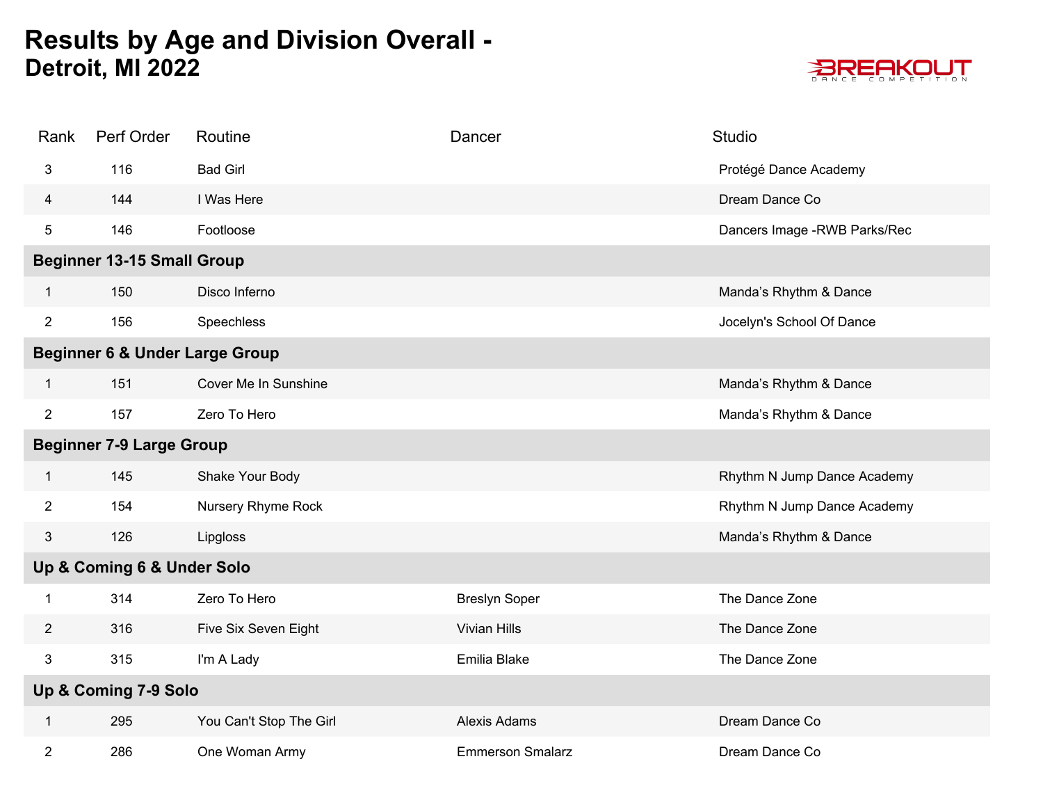# Results by Age and Division Overall - Detroit, MI 2022

| Rank | Perf Order | Routine | Dancer | Studio |
|---|---|---|---|---|
| 3 | 116 | Bad Girl | | Protégé Dance Academy |
| 4 | 144 | I Was Here | | Dream Dance Co |
| 5 | 146 | Footloose | | Dancers Image -RWB Parks/Rec |
| **Beginner 13-15 Small Group** | | | | |
| 1 | 150 | Disco Inferno | | Manda’s Rhythm & Dance |
| 2 | 156 | Speechless | | Jocelyn's School Of Dance |
| **Beginner 6 & Under Large Group** | | | | |
| 1 | 151 | Cover Me In Sunshine | | Manda’s Rhythm & Dance |
| 2 | 157 | Zero To Hero | | Manda’s Rhythm & Dance |
| **Beginner 7-9 Large Group** | | | | |
| 1 | 145 | Shake Your Body | | Rhythm N Jump Dance Academy |
| 2 | 154 | Nursery Rhyme Rock | | Rhythm N Jump Dance Academy |
| 3 | 126 | Lipgloss | | Manda’s Rhythm & Dance |
| **Up & Coming 6 & Under Solo** | | | | |
| 1 | 314 | Zero To Hero | Breslyn Soper | The Dance Zone |
| 2 | 316 | Five Six Seven Eight | Vivian Hills | The Dance Zone |
| 3 | 315 | I'm A Lady | Emilia Blake | The Dance Zone |
| **Up & Coming 7-9 Solo** | | | | |
| 1 | 295 | You Can't Stop The Girl | Alexis Adams | Dream Dance Co |
| 2 | 286 | One Woman Army | Emmerson Smalarz | Dream Dance Co |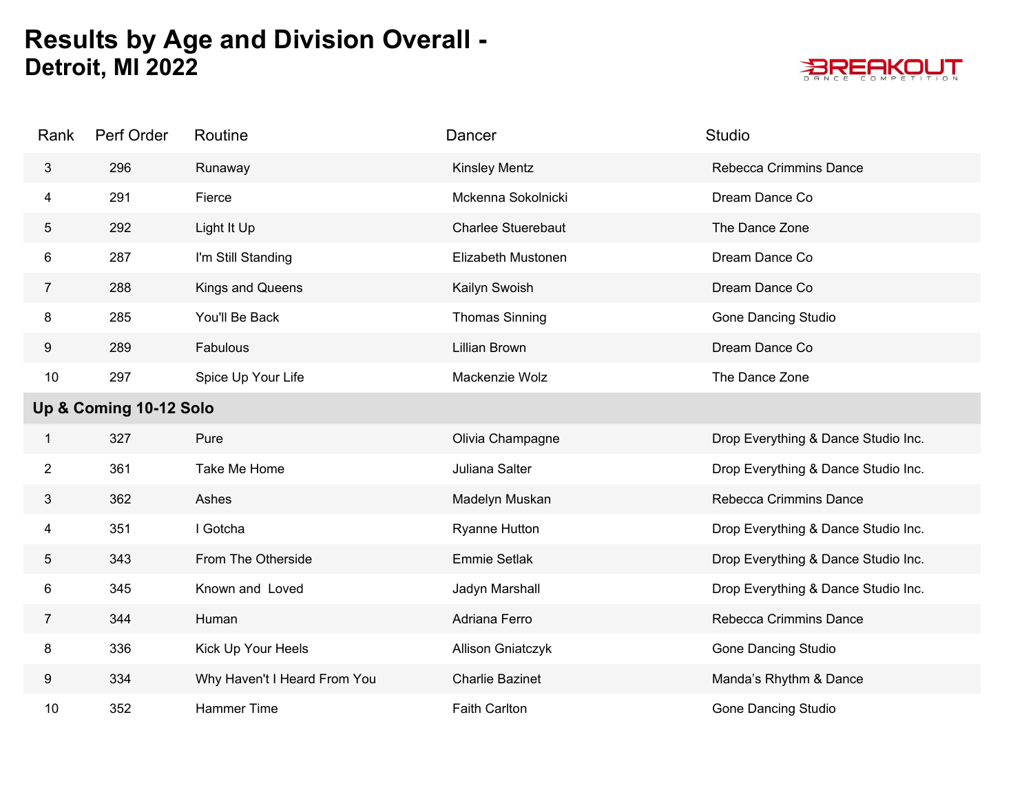# Results by Age and Division Overall -

## Detroit, MI 2022

| Rank | Perf Order | Routine | Dancer | Studio |
|---|---|---|---|---|
| 3 | 296 | Runaway | Kinsley Mentz | Rebecca Crimmins Dance |
| 4 | 291 | Fierce | Mckenna Sokolnicki | Dream Dance Co |
| 5 | 292 | Light It Up | Charlee Stuerebaut | The Dance Zone |
| 6 | 287 | I'm Still Standing | Elizabeth Mustonen | Dream Dance Co |
| 7 | 288 | Kings and Queens | Kailyn Swoish | Dream Dance Co |
| 8 | 285 | You'll Be Back | Thomas Sinning | Gone Dancing Studio |
| 9 | 289 | Fabulous | Lillian Brown | Dream Dance Co |
| 10 | 297 | Spice Up Your Life | Mackenzie Wolz | The Dance Zone |
| **Up & Coming 10-12 Solo** | | | | |
| 1 | 327 | Pure | Olivia Champagne | Drop Everything & Dance Studio Inc. |
| 2 | 361 | Take Me Home | Juliana Salter | Drop Everything & Dance Studio Inc. |
| 3 | 362 | Ashes | Madelyn Muskan | Rebecca Crimmins Dance |
| 4 | 351 | I Gotcha | Ryanne Hutton | Drop Everything & Dance Studio Inc. |
| 5 | 343 | From The Otherside | Emmie Setlak | Drop Everything & Dance Studio Inc. |
| 6 | 345 | Known and Loved | Jadyn Marshall | Drop Everything & Dance Studio Inc. |
| 7 | 344 | Human | Adriana Ferro | Rebecca Crimmins Dance |
| 8 | 336 | Kick Up Your Heels | Allison Gniatczyk | Gone Dancing Studio |
| 9 | 334 | Why Haven't I Heard From You | Charlie Bazinet | Manda's Rhythm & Dance |
| 10 | 352 | Hammer Time | Faith Carlton | Gone Dancing Studio |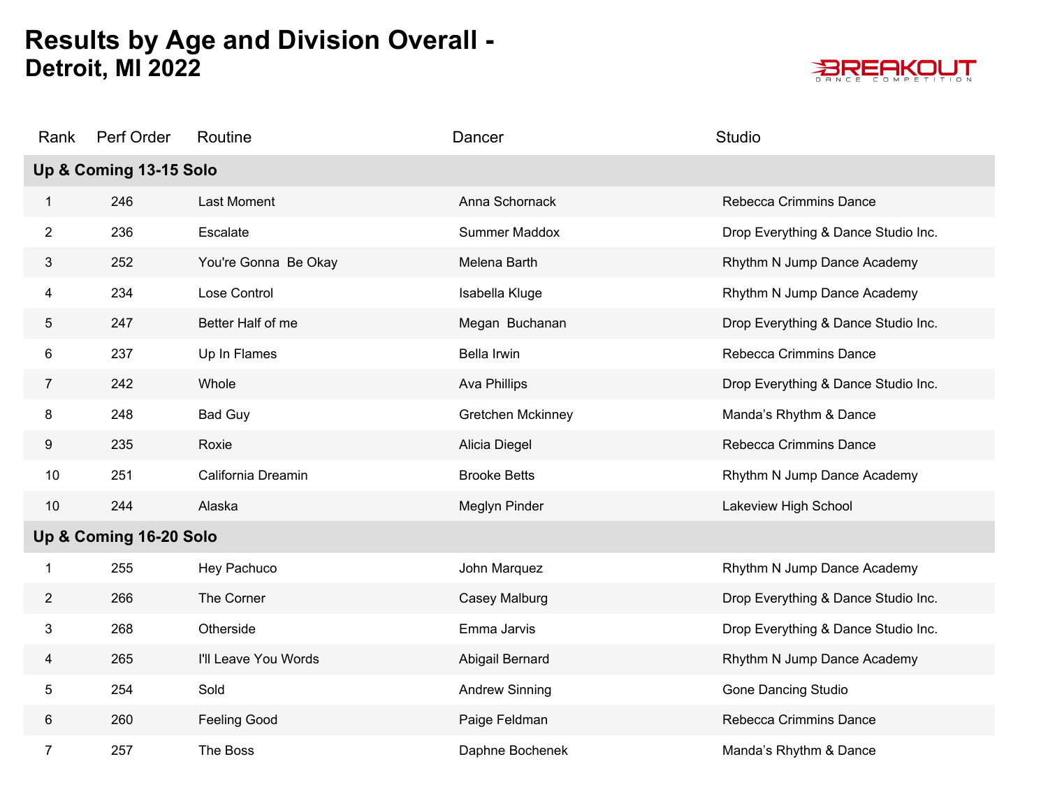# Results by Age and Division Overall - Detroit, MI 2022

BREAKOUT DANCE COMPETITION

| Rank | Perf Order | Routine | Dancer | Studio |
|---|---|---|---|---|
| **Up & Coming 13-15 Solo** | | | | |
| 1 | 246 | Last Moment | Anna Schornack | Rebecca Crimmins Dance |
| 2 | 236 | Escalate | Summer Maddox | Drop Everything & Dance Studio Inc. |
| 3 | 252 | You're Gonna  Be Okay | Melena Barth | Rhythm N Jump Dance Academy |
| 4 | 234 | Lose Control | Isabella Kluge | Rhythm N Jump Dance Academy |
| 5 | 247 | Better Half of me | Megan  Buchanan | Drop Everything & Dance Studio Inc. |
| 6 | 237 | Up In Flames | Bella Irwin | Rebecca Crimmins Dance |
| 7 | 242 | Whole | Ava Phillips | Drop Everything & Dance Studio Inc. |
| 8 | 248 | Bad Guy | Gretchen Mckinney | Manda’s Rhythm & Dance |
| 9 | 235 | Roxie | Alicia Diegel | Rebecca Crimmins Dance |
| 10 | 251 | California Dreamin | Brooke Betts | Rhythm N Jump Dance Academy |
| 10 | 244 | Alaska | Meglyn Pinder | Lakeview High School |
| **Up & Coming 16-20 Solo** | | | | |
| 1 | 255 | Hey Pachuco | John Marquez | Rhythm N Jump Dance Academy |
| 2 | 266 | The Corner | Casey Malburg | Drop Everything & Dance Studio Inc. |
| 3 | 268 | Otherside | Emma Jarvis | Drop Everything & Dance Studio Inc. |
| 4 | 265 | I'll Leave You Words | Abigail Bernard | Rhythm N Jump Dance Academy |
| 5 | 254 | Sold | Andrew Sinning | Gone Dancing Studio |
| 6 | 260 | Feeling Good | Paige Feldman | Rebecca Crimmins Dance |
| 7 | 257 | The Boss | Daphne Bochenek | Manda’s Rhythm & Dance |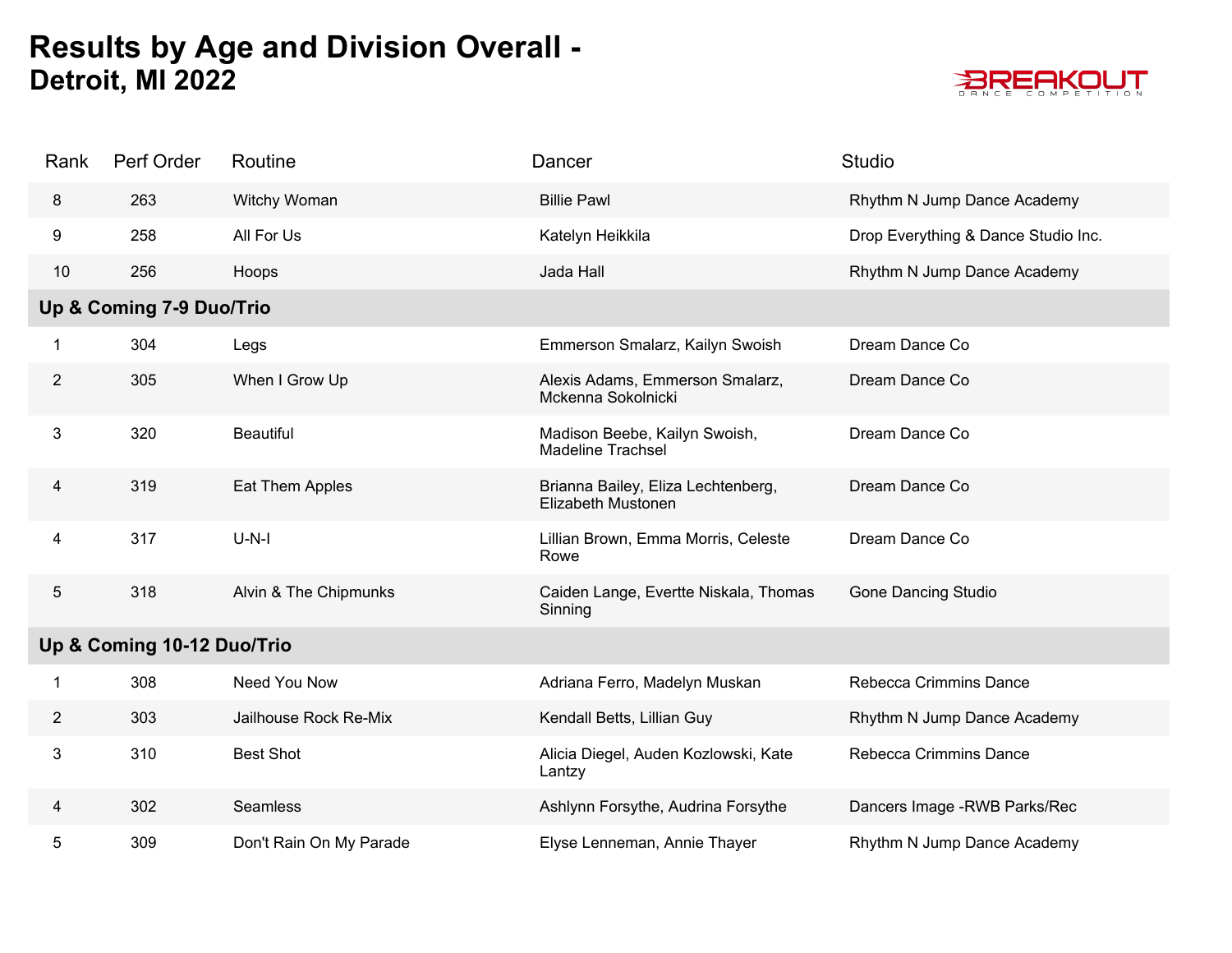# Results by Age and Division Overall - Detroit, MI 2022

| Rank | Perf Order | Routine | Dancer | Studio |
|---|---|---|---|---|
| 8 | 263 | Witchy Woman | Billie Pawl | Rhythm N Jump Dance Academy |
| 9 | 258 | All For Us | Katelyn Heikkila | Drop Everything & Dance Studio Inc. |
| 10 | 256 | Hoops | Jada Hall | Rhythm N Jump Dance Academy |
| **Up & Coming 7-9 Duo/Trio** | | | | |
| 1 | 304 | Legs | Emmerson Smalarz, Kailyn Swoish | Dream Dance Co |
| 2 | 305 | When I Grow Up | Alexis Adams, Emmerson Smalarz, Mckenna Sokolnicki | Dream Dance Co |
| 3 | 320 | Beautiful | Madison Beebe, Kailyn Swoish, Madeline Trachsel | Dream Dance Co |
| 4 | 319 | Eat Them Apples | Brianna Bailey, Eliza Lechtenberg, Elizabeth Mustonen | Dream Dance Co |
| 4 | 317 | U-N-I | Lillian Brown, Emma Morris, Celeste Rowe | Dream Dance Co |
| 5 | 318 | Alvin & The Chipmunks | Caiden Lange, Evertte Niskala, Thomas Sinning | Gone Dancing Studio |
| **Up & Coming 10-12 Duo/Trio** | | | | |
| 1 | 308 | Need You Now | Adriana Ferro, Madelyn Muskan | Rebecca Crimmins Dance |
| 2 | 303 | Jailhouse Rock Re-Mix | Kendall Betts, Lillian Guy | Rhythm N Jump Dance Academy |
| 3 | 310 | Best Shot | Alicia Diegel, Auden Kozlowski, Kate Lantzy | Rebecca Crimmins Dance |
| 4 | 302 | Seamless | Ashlynn Forsythe, Audrina Forsythe | Dancers Image -RWB Parks/Rec |
| 5 | 309 | Don't Rain On My Parade | Elyse Lenneman, Annie Thayer | Rhythm N Jump Dance Academy |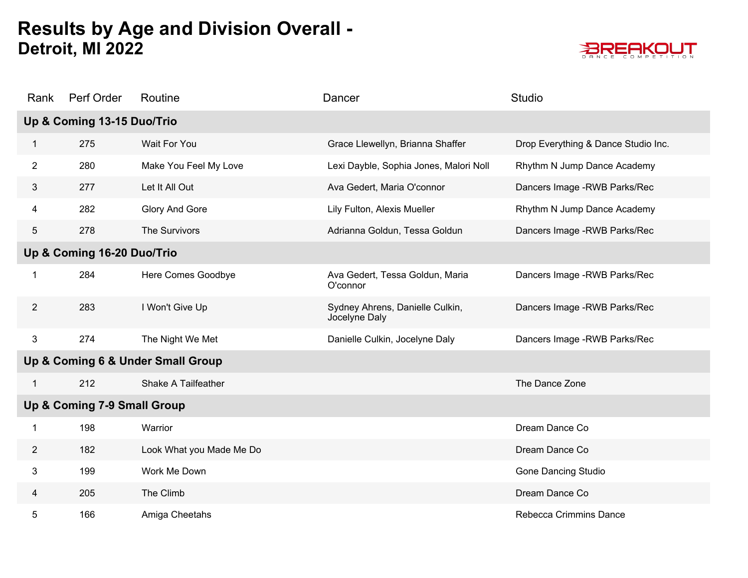# Results by Age and Division Overall -
## Detroit, MI 2022

| Rank | Perf Order | Routine | Dancer | Studio |
|---|---|---|---|---|
| **Up & Coming 13-15 Duo/Trio** | | | | |
| 1 | 275 | Wait For You | Grace Llewellyn, Brianna Shaffer | Drop Everything & Dance Studio Inc. |
| 2 | 280 | Make You Feel My Love | Lexi Dayble, Sophia Jones, Malori Noll | Rhythm N Jump Dance Academy |
| 3 | 277 | Let It All Out | Ava Gedert, Maria O'connor | Dancers Image -RWB Parks/Rec |
| 4 | 282 | Glory And Gore | Lily Fulton, Alexis Mueller | Rhythm N Jump Dance Academy |
| 5 | 278 | The Survivors | Adrianna Goldun, Tessa Goldun | Dancers Image -RWB Parks/Rec |
| **Up & Coming 16-20 Duo/Trio** | | | | |
| 1 | 284 | Here Comes Goodbye | Ava Gedert, Tessa Goldun, Maria O'connor | Dancers Image -RWB Parks/Rec |
| 2 | 283 | I Won't Give Up | Sydney Ahrens, Danielle Culkin, Jocelyne Daly | Dancers Image -RWB Parks/Rec |
| 3 | 274 | The Night We Met | Danielle Culkin, Jocelyne Daly | Dancers Image -RWB Parks/Rec |
| **Up & Coming 6 & Under Small Group** | | | | |
| 1 | 212 | Shake A Tailfeather | | The Dance Zone |
| **Up & Coming 7-9 Small Group** | | | | |
| 1 | 198 | Warrior | | Dream Dance Co |
| 2 | 182 | Look What you Made Me Do | | Dream Dance Co |
| 3 | 199 | Work Me Down | | Gone Dancing Studio |
| 4 | 205 | The Climb | | Dream Dance Co |
| 5 | 166 | Amiga Cheetahs | | Rebecca Crimmins Dance |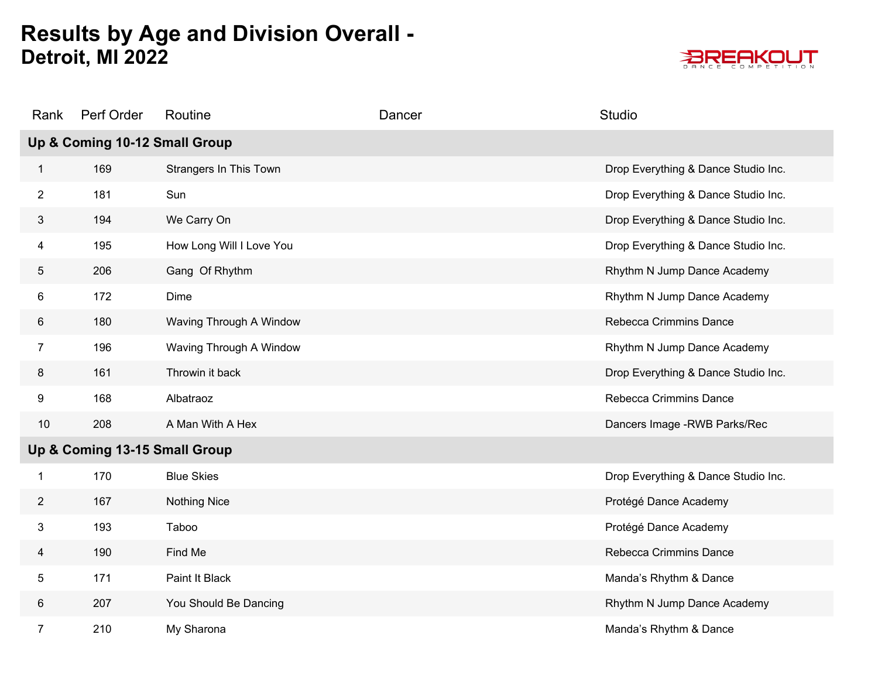# Results by Age and Division Overall -
## Detroit, MI 2022

| Rank | Perf Order | Routine | Dancer | Studio |
|---|---|---|---|---|
| **Up & Coming 10-12 Small Group** | | | | |
| 1 | 169 | Strangers In This Town | | Drop Everything & Dance Studio Inc. |
| 2 | 181 | Sun | | Drop Everything & Dance Studio Inc. |
| 3 | 194 | We Carry On | | Drop Everything & Dance Studio Inc. |
| 4 | 195 | How Long Will I Love You | | Drop Everything & Dance Studio Inc. |
| 5 | 206 | Gang  Of Rhythm | | Rhythm N Jump Dance Academy |
| 6 | 172 | Dime | | Rhythm N Jump Dance Academy |
| 6 | 180 | Waving Through A Window | | Rebecca Crimmins Dance |
| 7 | 196 | Waving Through A Window | | Rhythm N Jump Dance Academy |
| 8 | 161 | Throwin it back | | Drop Everything & Dance Studio Inc. |
| 9 | 168 | Albatraoz | | Rebecca Crimmins Dance |
| 10 | 208 | A Man With A Hex | | Dancers Image -RWB Parks/Rec |
| **Up & Coming 13-15 Small Group** | | | | |
| 1 | 170 | Blue Skies | | Drop Everything & Dance Studio Inc. |
| 2 | 167 | Nothing Nice | | Protégé Dance Academy |
| 3 | 193 | Taboo | | Protégé Dance Academy |
| 4 | 190 | Find Me | | Rebecca Crimmins Dance |
| 5 | 171 | Paint It Black | | Manda's Rhythm & Dance |
| 6 | 207 | You Should Be Dancing | | Rhythm N Jump Dance Academy |
| 7 | 210 | My Sharona | | Manda's Rhythm & Dance |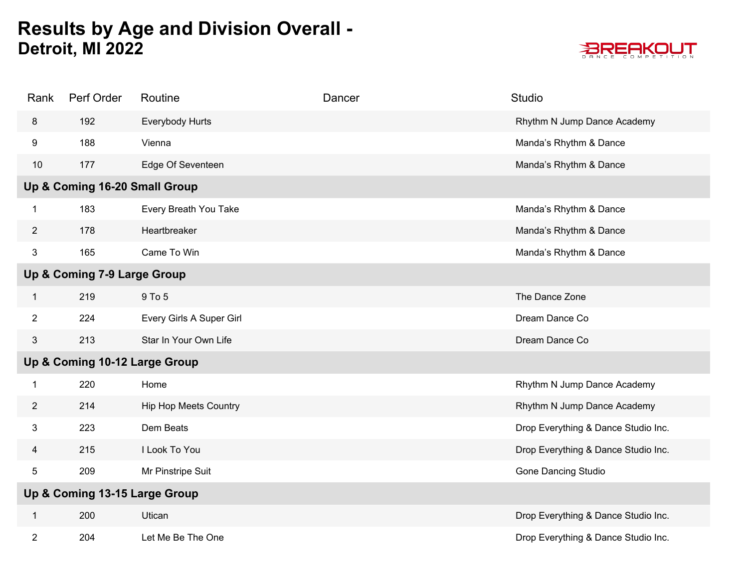# Results by Age and Division Overall - Detroit, MI 2022

| Rank | Perf Order | Routine | Dancer | Studio |
|---|---|---|---|---|
| 8 | 192 | Everybody Hurts | | Rhythm N Jump Dance Academy |
| 9 | 188 | Vienna | | Manda's Rhythm & Dance |
| 10 | 177 | Edge Of Seventeen | | Manda's Rhythm & Dance |
| **Up & Coming 16-20 Small Group** | | | | |
| 1 | 183 | Every Breath You Take | | Manda's Rhythm & Dance |
| 2 | 178 | Heartbreaker | | Manda's Rhythm & Dance |
| 3 | 165 | Came To Win | | Manda's Rhythm & Dance |
| **Up & Coming 7-9 Large Group** | | | | |
| 1 | 219 | 9 To 5 | | The Dance Zone |
| 2 | 224 | Every Girls A Super Girl | | Dream Dance Co |
| 3 | 213 | Star In Your Own Life | | Dream Dance Co |
| **Up & Coming 10-12 Large Group** | | | | |
| 1 | 220 | Home | | Rhythm N Jump Dance Academy |
| 2 | 214 | Hip Hop Meets Country | | Rhythm N Jump Dance Academy |
| 3 | 223 | Dem Beats | | Drop Everything & Dance Studio Inc. |
| 4 | 215 | I Look To You | | Drop Everything & Dance Studio Inc. |
| 5 | 209 | Mr Pinstripe Suit | | Gone Dancing Studio |
| **Up & Coming 13-15 Large Group** | | | | |
| 1 | 200 | Utican | | Drop Everything & Dance Studio Inc. |
| 2 | 204 | Let Me Be The One | | Drop Everything & Dance Studio Inc. |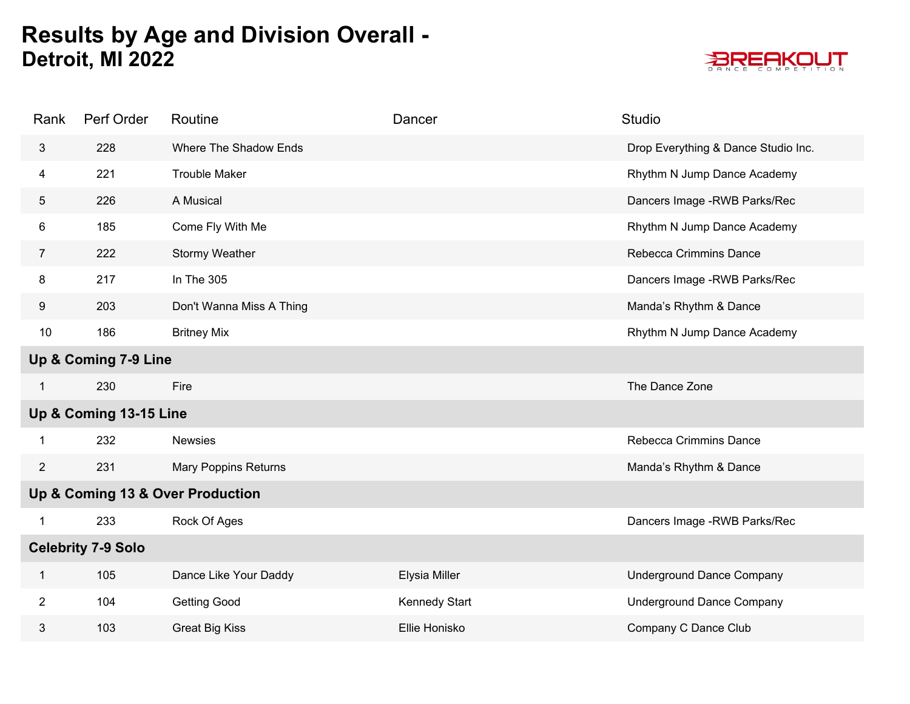# Results by Age and Division Overall - Detroit, MI 2022

| Rank | Perf Order | Routine | Dancer | Studio |
|---|---|---|---|---|
| 3 | 228 | Where The Shadow Ends | | Drop Everything & Dance Studio Inc. |
| 4 | 221 | Trouble Maker | | Rhythm N Jump Dance Academy |
| 5 | 226 | A Musical | | Dancers Image -RWB Parks/Rec |
| 6 | 185 | Come Fly With Me | | Rhythm N Jump Dance Academy |
| 7 | 222 | Stormy Weather | | Rebecca Crimmins Dance |
| 8 | 217 | In The 305 | | Dancers Image -RWB Parks/Rec |
| 9 | 203 | Don't Wanna Miss A Thing | | Manda's Rhythm & Dance |
| 10 | 186 | Britney Mix | | Rhythm N Jump Dance Academy |
| **Up & Coming 7-9 Line** | | | | |
| 1 | 230 | Fire | | The Dance Zone |
| **Up & Coming 13-15 Line** | | | | |
| 1 | 232 | Newsies | | Rebecca Crimmins Dance |
| 2 | 231 | Mary Poppins Returns | | Manda's Rhythm & Dance |
| **Up & Coming 13 & Over Production** | | | | |
| 1 | 233 | Rock Of Ages | | Dancers Image -RWB Parks/Rec |
| **Celebrity 7-9 Solo** | | | | |
| 1 | 105 | Dance Like Your Daddy | Elysia Miller | Underground Dance Company |
| 2 | 104 | Getting Good | Kennedy Start | Underground Dance Company |
| 3 | 103 | Great Big Kiss | Ellie Honisko | Company C Dance Club |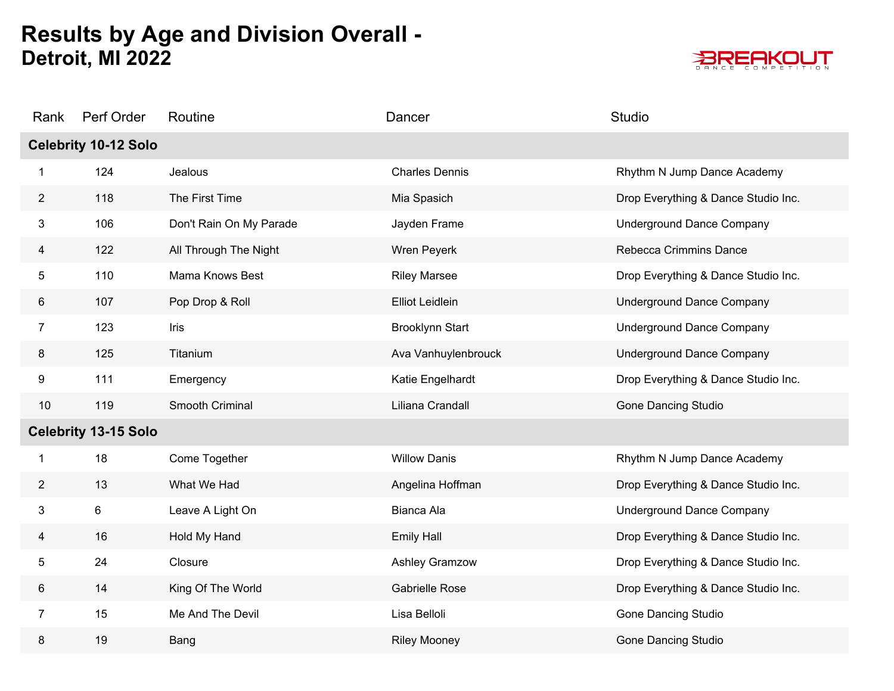# Results by Age and Division Overall -
## Detroit, MI 2022

| Rank | Perf Order | Routine | Dancer | Studio |
|---|---|---|---|---|
| **Celebrity 10-12 Solo** | | | | |
| 1 | 124 | Jealous | Charles Dennis | Rhythm N Jump Dance Academy |
| 2 | 118 | The First Time | Mia Spasich | Drop Everything & Dance Studio Inc. |
| 3 | 106 | Don't Rain On My Parade | Jayden Frame | Underground Dance Company |
| 4 | 122 | All Through The Night | Wren Peyerk | Rebecca Crimmins Dance |
| 5 | 110 | Mama Knows Best | Riley Marsee | Drop Everything & Dance Studio Inc. |
| 6 | 107 | Pop Drop & Roll | Elliot Leidlein | Underground Dance Company |
| 7 | 123 | Iris | Brooklynn Start | Underground Dance Company |
| 8 | 125 | Titanium | Ava Vanhuylenbrouck | Underground Dance Company |
| 9 | 111 | Emergency | Katie Engelhardt | Drop Everything & Dance Studio Inc. |
| 10 | 119 | Smooth Criminal | Liliana Crandall | Gone Dancing Studio |
| **Celebrity 13-15 Solo** | | | | |
| 1 | 18 | Come Together | Willow Danis | Rhythm N Jump Dance Academy |
| 2 | 13 | What We Had | Angelina Hoffman | Drop Everything & Dance Studio Inc. |
| 3 | 6 | Leave A Light On | Bianca Ala | Underground Dance Company |
| 4 | 16 | Hold My Hand | Emily Hall | Drop Everything & Dance Studio Inc. |
| 5 | 24 | Closure | Ashley Gramzow | Drop Everything & Dance Studio Inc. |
| 6 | 14 | King Of The World | Gabrielle Rose | Drop Everything & Dance Studio Inc. |
| 7 | 15 | Me And The Devil | Lisa Belloli | Gone Dancing Studio |
| 8 | 19 | Bang | Riley Mooney | Gone Dancing Studio |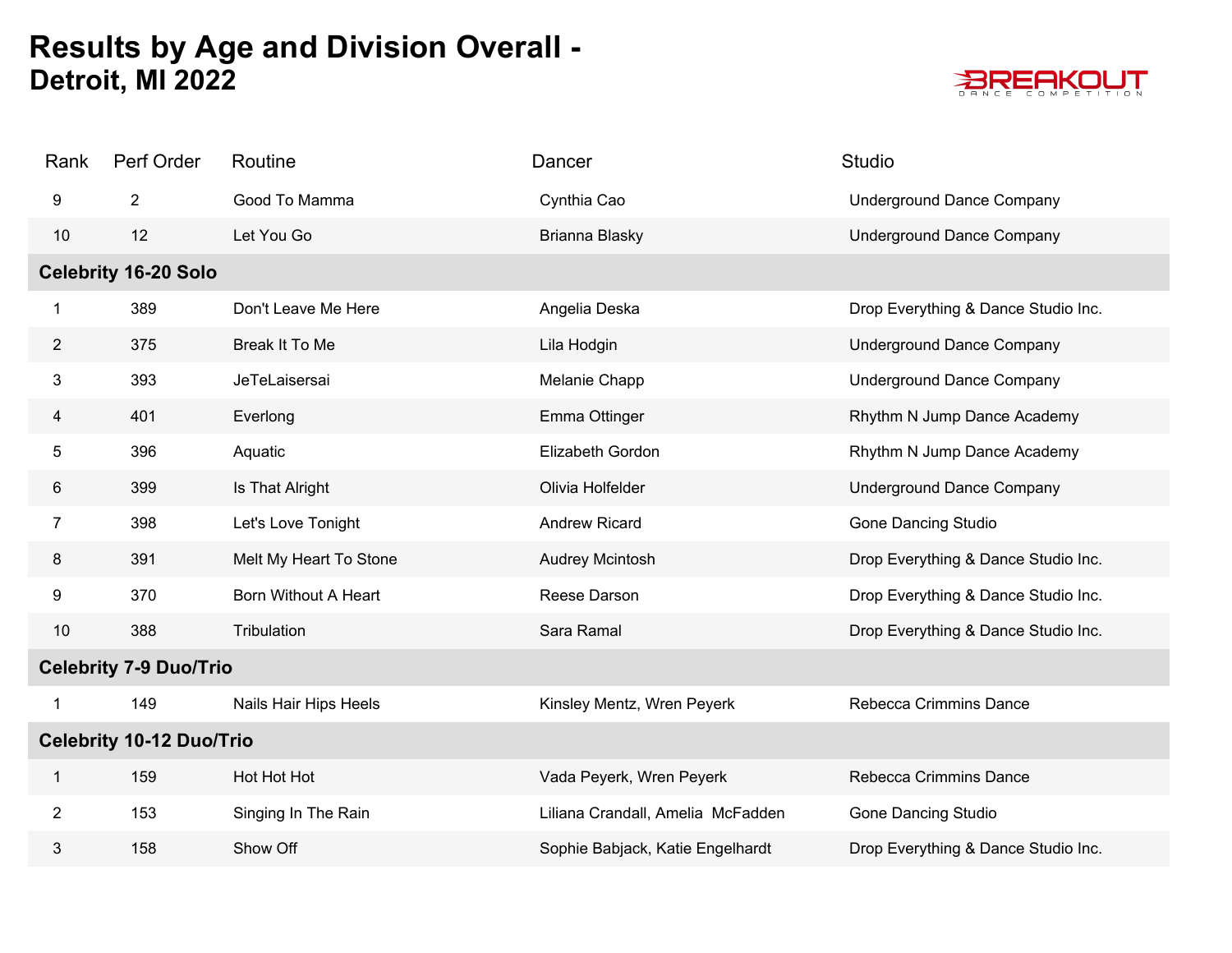# Results by Age and Division Overall - Detroit, MI 2022

| Rank | Perf Order | Routine | Dancer | Studio |
|---|---|---|---|---|
| 9 | 2 | Good To Mamma | Cynthia Cao | Underground Dance Company |
| 10 | 12 | Let You Go | Brianna Blasky | Underground Dance Company |
| **Celebrity 16-20 Solo** | | | | |
| 1 | 389 | Don't Leave Me Here | Angelia Deska | Drop Everything & Dance Studio Inc. |
| 2 | 375 | Break It To Me | Lila Hodgin | Underground Dance Company |
| 3 | 393 | JeTeLaisersai | Melanie Chapp | Underground Dance Company |
| 4 | 401 | Everlong | Emma Ottinger | Rhythm N Jump Dance Academy |
| 5 | 396 | Aquatic | Elizabeth Gordon | Rhythm N Jump Dance Academy |
| 6 | 399 | Is That Alright | Olivia Holfelder | Underground Dance Company |
| 7 | 398 | Let's Love Tonight | Andrew Ricard | Gone Dancing Studio |
| 8 | 391 | Melt My Heart To Stone | Audrey Mcintosh | Drop Everything & Dance Studio Inc. |
| 9 | 370 | Born Without A Heart | Reese Darson | Drop Everything & Dance Studio Inc. |
| 10 | 388 | Tribulation | Sara Ramal | Drop Everything & Dance Studio Inc. |
| **Celebrity 7-9 Duo/Trio** | | | | |
| 1 | 149 | Nails Hair Hips Heels | Kinsley Mentz, Wren Peyerk | Rebecca Crimmins Dance |
| **Celebrity 10-12 Duo/Trio** | | | | |
| 1 | 159 | Hot Hot Hot | Vada Peyerk, Wren Peyerk | Rebecca Crimmins Dance |
| 2 | 153 | Singing In The Rain | Liliana Crandall, Amelia McFadden | Gone Dancing Studio |
| 3 | 158 | Show Off | Sophie Babjack, Katie Engelhardt | Drop Everything & Dance Studio Inc. |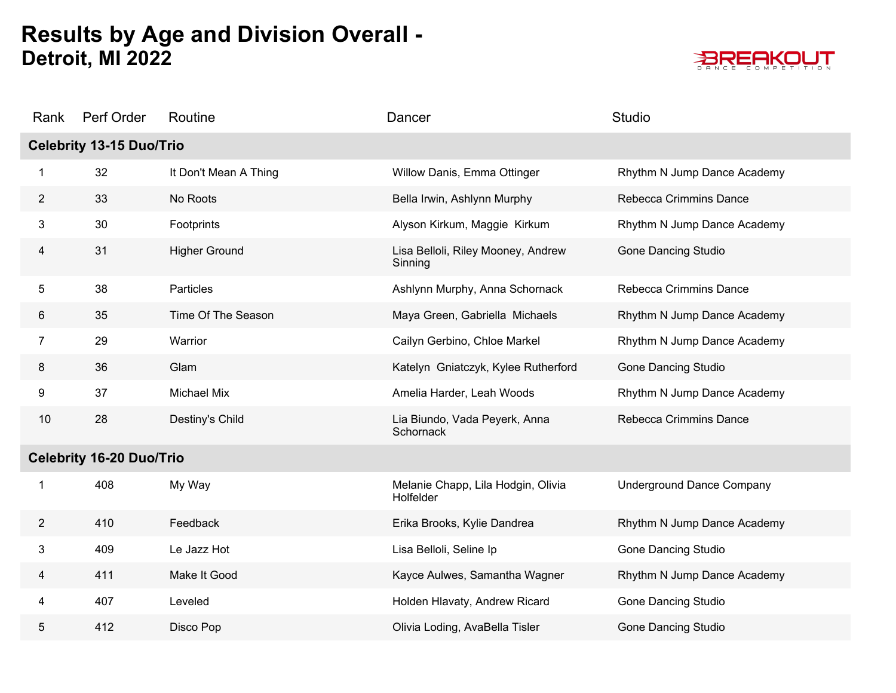# Results by Age and Division Overall - Detroit, MI 2022

| Rank | Perf Order | Routine | Dancer | Studio |
|---|---|---|---|---|
| **Celebrity 13-15 Duo/Trio** | | | | |
| 1 | 32 | It Don't Mean A Thing | Willow Danis, Emma Ottinger | Rhythm N Jump Dance Academy |
| 2 | 33 | No Roots | Bella Irwin, Ashlynn Murphy | Rebecca Crimmins Dance |
| 3 | 30 | Footprints | Alyson Kirkum, Maggie Kirkum | Rhythm N Jump Dance Academy |
| 4 | 31 | Higher Ground | Lisa Belloli, Riley Mooney, Andrew Sinning | Gone Dancing Studio |
| 5 | 38 | Particles | Ashlynn Murphy, Anna Schornack | Rebecca Crimmins Dance |
| 6 | 35 | Time Of The Season | Maya Green, Gabriella Michaels | Rhythm N Jump Dance Academy |
| 7 | 29 | Warrior | Cailyn Gerbino, Chloe Markel | Rhythm N Jump Dance Academy |
| 8 | 36 | Glam | Katelyn Gniatczyk, Kylee Rutherford | Gone Dancing Studio |
| 9 | 37 | Michael Mix | Amelia Harder, Leah Woods | Rhythm N Jump Dance Academy |
| 10 | 28 | Destiny's Child | Lia Biundo, Vada Peyerk, Anna Schornack | Rebecca Crimmins Dance |
| **Celebrity 16-20 Duo/Trio** | | | | |
| 1 | 408 | My Way | Melanie Chapp, Lila Hodgin, Olivia Holfelder | Underground Dance Company |
| 2 | 410 | Feedback | Erika Brooks, Kylie Dandrea | Rhythm N Jump Dance Academy |
| 3 | 409 | Le Jazz Hot | Lisa Belloli, Seline Ip | Gone Dancing Studio |
| 4 | 411 | Make It Good | Kayce Aulwes, Samantha Wagner | Rhythm N Jump Dance Academy |
| 4 | 407 | Leveled | Holden Hlavaty, Andrew Ricard | Gone Dancing Studio |
| 5 | 412 | Disco Pop | Olivia Loding, AvaBella Tisler | Gone Dancing Studio |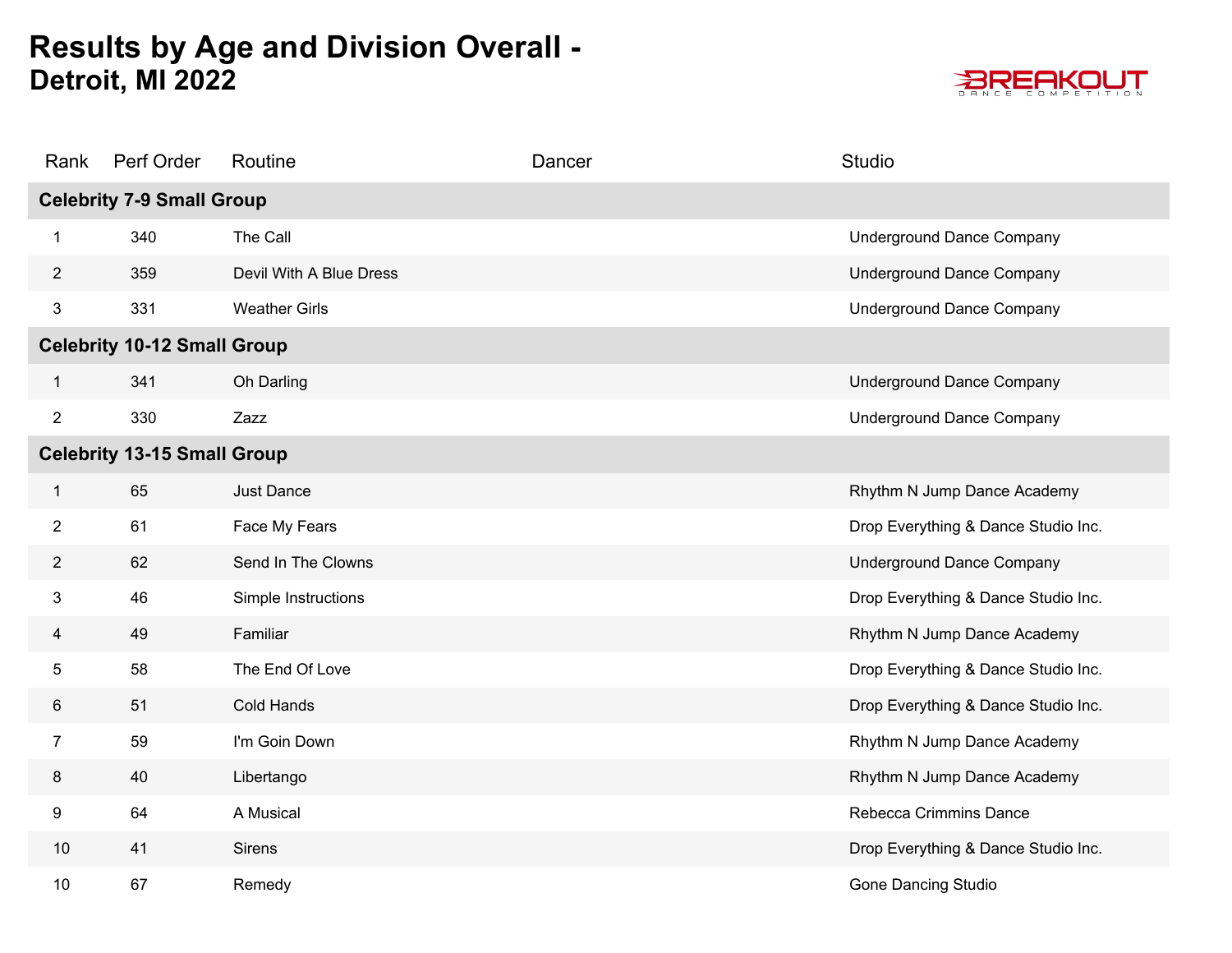# Results by Age and Division Overall - Detroit, MI 2022

| Rank | Perf Order | Routine | Dancer | Studio |
|---|---|---|---|---|
| **Celebrity 7-9 Small Group** | | | | |
| 1 | 340 | The Call | | Underground Dance Company |
| 2 | 359 | Devil With A Blue Dress | | Underground Dance Company |
| 3 | 331 | Weather Girls | | Underground Dance Company |
| **Celebrity 10-12 Small Group** | | | | |
| 1 | 341 | Oh Darling | | Underground Dance Company |
| 2 | 330 | Zazz | | Underground Dance Company |
| **Celebrity 13-15 Small Group** | | | | |
| 1 | 65 | Just Dance | | Rhythm N Jump Dance Academy |
| 2 | 61 | Face My Fears | | Drop Everything & Dance Studio Inc. |
| 2 | 62 | Send In The Clowns | | Underground Dance Company |
| 3 | 46 | Simple Instructions | | Drop Everything & Dance Studio Inc. |
| 4 | 49 | Familiar | | Rhythm N Jump Dance Academy |
| 5 | 58 | The End Of Love | | Drop Everything & Dance Studio Inc. |
| 6 | 51 | Cold Hands | | Drop Everything & Dance Studio Inc. |
| 7 | 59 | I'm Goin Down | | Rhythm N Jump Dance Academy |
| 8 | 40 | Libertango | | Rhythm N Jump Dance Academy |
| 9 | 64 | A Musical | | Rebecca Crimmins Dance |
| 10 | 41 | Sirens | | Drop Everything & Dance Studio Inc. |
| 10 | 67 | Remedy | | Gone Dancing Studio |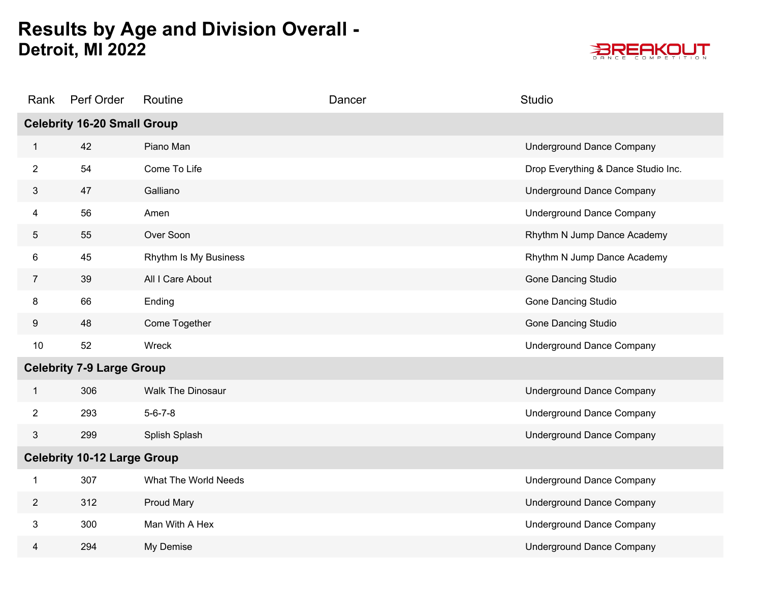# Results by Age and Division Overall - Detroit, MI 2022

BREAKOUT DANCE COMPETITION

| Rank | Perf Order | Routine | Dancer | Studio |
|---|---|---|---|---|
| **Celebrity 16-20 Small Group** | | | | |
| 1 | 42 | Piano Man | | Underground Dance Company |
| 2 | 54 | Come To Life | | Drop Everything & Dance Studio Inc. |
| 3 | 47 | Galliano | | Underground Dance Company |
| 4 | 56 | Amen | | Underground Dance Company |
| 5 | 55 | Over Soon | | Rhythm N Jump Dance Academy |
| 6 | 45 | Rhythm Is My Business | | Rhythm N Jump Dance Academy |
| 7 | 39 | All I Care About | | Gone Dancing Studio |
| 8 | 66 | Ending | | Gone Dancing Studio |
| 9 | 48 | Come Together | | Gone Dancing Studio |
| 10 | 52 | Wreck | | Underground Dance Company |
| **Celebrity 7-9 Large Group** | | | | |
| 1 | 306 | Walk The Dinosaur | | Underground Dance Company |
| 2 | 293 | 5-6-7-8 | | Underground Dance Company |
| 3 | 299 | Splish Splash | | Underground Dance Company |
| **Celebrity 10-12 Large Group** | | | | |
| 1 | 307 | What The World Needs | | Underground Dance Company |
| 2 | 312 | Proud Mary | | Underground Dance Company |
| 3 | 300 | Man With A Hex | | Underground Dance Company |
| 4 | 294 | My Demise | | Underground Dance Company |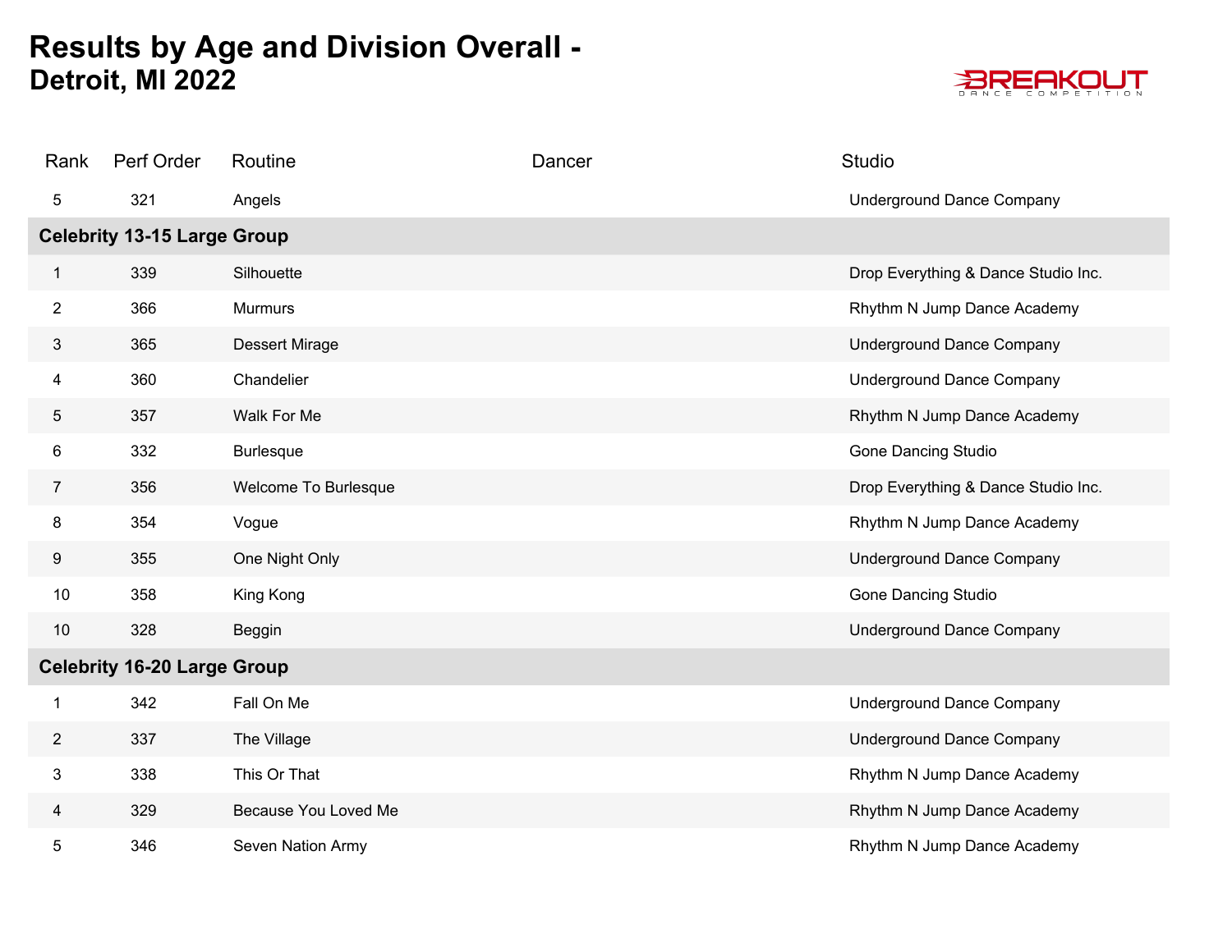# Results by Age and Division Overall - Detroit, MI 2022

BREAKOUT DANCE COMPETITION

| Rank | Perf Order | Routine | Dancer | Studio |
|---|---|---|---|---|
| 5 | 321 | Angels | | Underground Dance Company |
| **Celebrity 13-15 Large Group** | | | | |
| 1 | 339 | Silhouette | | Drop Everything & Dance Studio Inc. |
| 2 | 366 | Murmurs | | Rhythm N Jump Dance Academy |
| 3 | 365 | Dessert Mirage | | Underground Dance Company |
| 4 | 360 | Chandelier | | Underground Dance Company |
| 5 | 357 | Walk For Me | | Rhythm N Jump Dance Academy |
| 6 | 332 | Burlesque | | Gone Dancing Studio |
| 7 | 356 | Welcome To Burlesque | | Drop Everything & Dance Studio Inc. |
| 8 | 354 | Vogue | | Rhythm N Jump Dance Academy |
| 9 | 355 | One Night Only | | Underground Dance Company |
| 10 | 358 | King Kong | | Gone Dancing Studio |
| 10 | 328 | Beggin | | Underground Dance Company |
| **Celebrity 16-20 Large Group** | | | | |
| 1 | 342 | Fall On Me | | Underground Dance Company |
| 2 | 337 | The Village | | Underground Dance Company |
| 3 | 338 | This Or That | | Rhythm N Jump Dance Academy |
| 4 | 329 | Because You Loved Me | | Rhythm N Jump Dance Academy |
| 5 | 346 | Seven Nation Army | | Rhythm N Jump Dance Academy |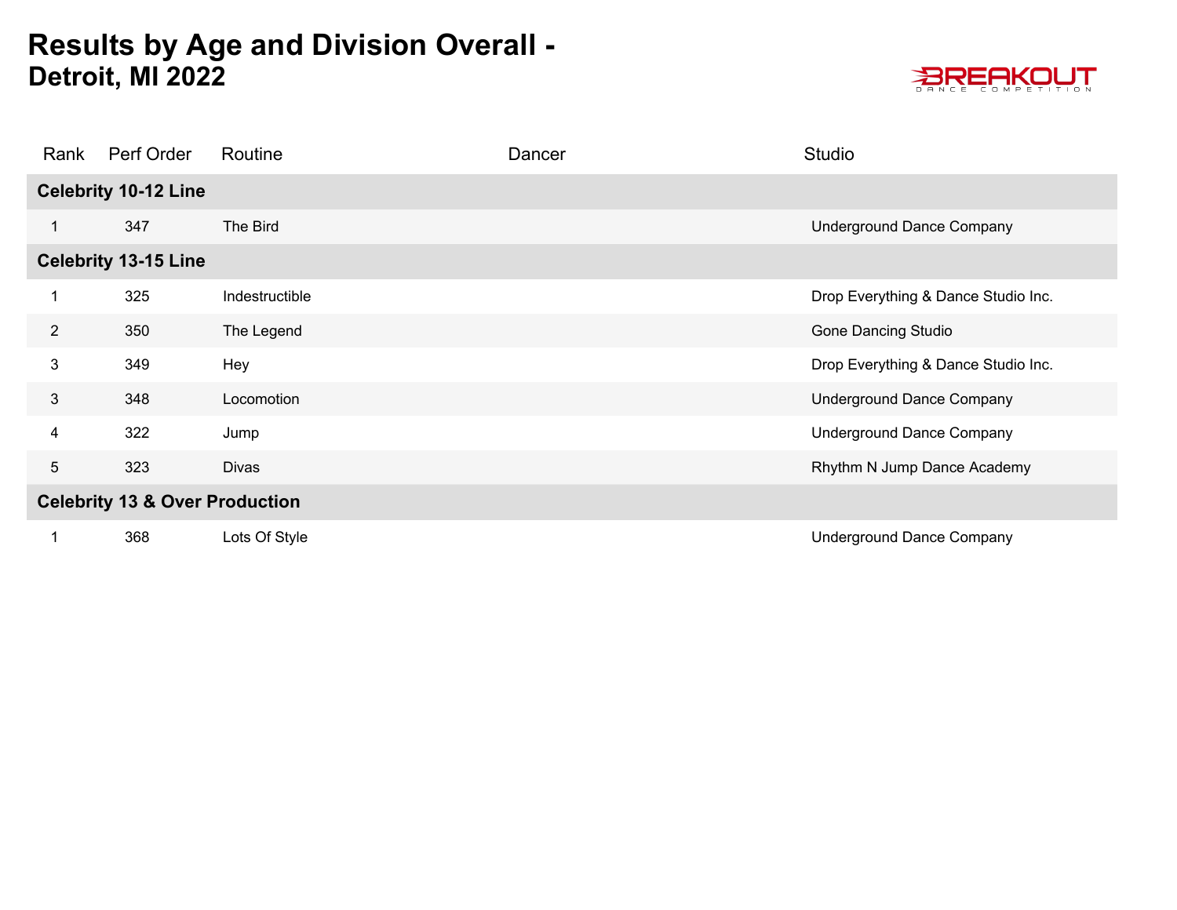# Results by Age and Division Overall -
## Detroit, MI 2022

BREAKOUT DANCE COMPETITION

| Rank | Perf Order | Routine | Dancer | Studio |
|---|---|---|---|---|
| **Celebrity 10-12 Line** | | | | |
| 1 | 347 | The Bird | | Underground Dance Company |
| **Celebrity 13-15 Line** | | | | |
| 1 | 325 | Indestructible | | Drop Everything & Dance Studio Inc. |
| 2 | 350 | The Legend | | Gone Dancing Studio |
| 3 | 349 | Hey | | Drop Everything & Dance Studio Inc. |
| 3 | 348 | Locomotion | | Underground Dance Company |
| 4 | 322 | Jump | | Underground Dance Company |
| 5 | 323 | Divas | | Rhythm N Jump Dance Academy |
| **Celebrity 13 & Over Production** | | | | |
| 1 | 368 | Lots Of Style | | Underground Dance Company |